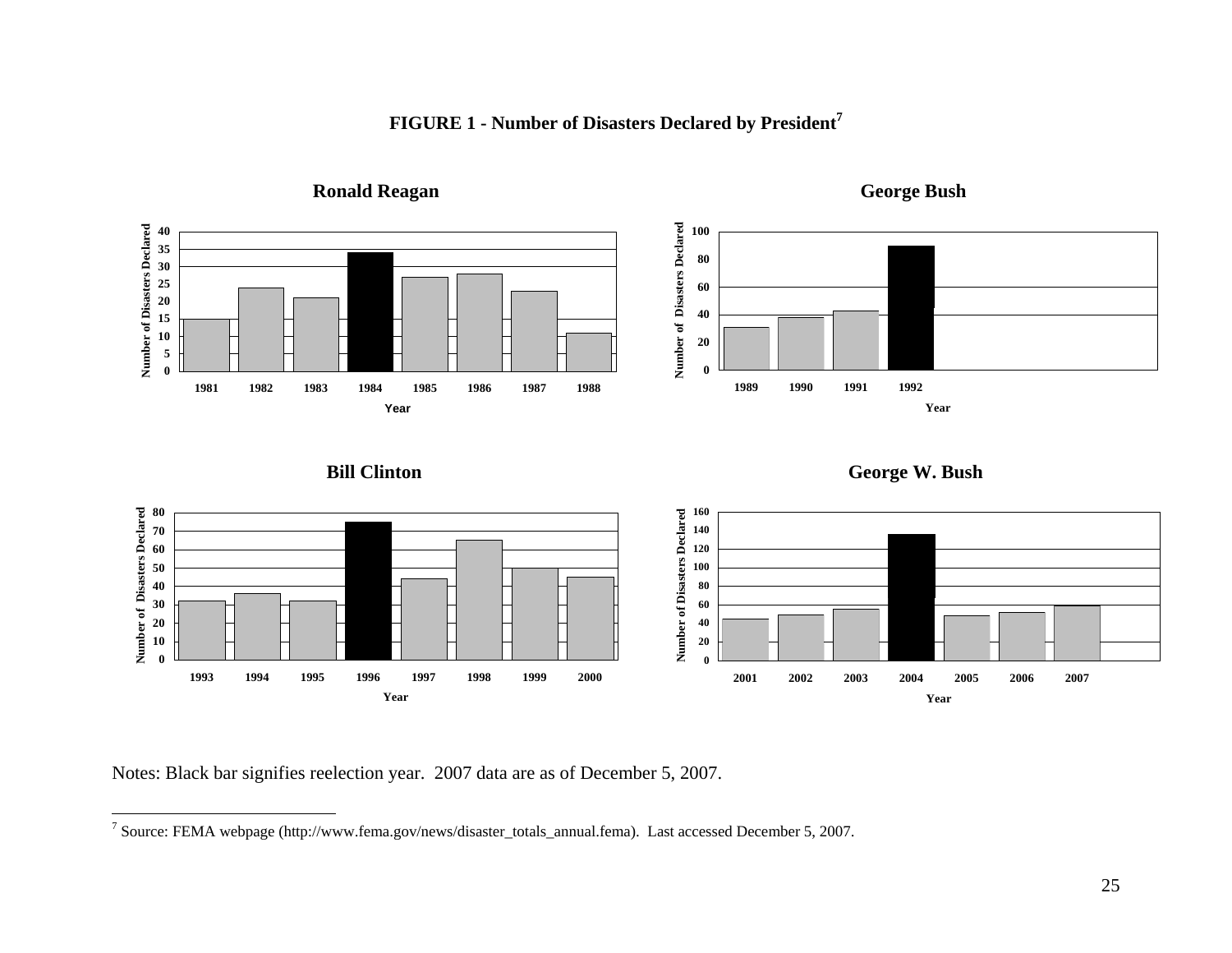**FIGURE 1 - Number of Disasters Declared by President[7]**

Notes: Black bar signifies reelection year. 2007 data are as of December 5, 2007.

[7] Source: FEMA webpage (http://www.fema.gov/news/disaster_totals_annual.fema). Last accessed December 5, 2007.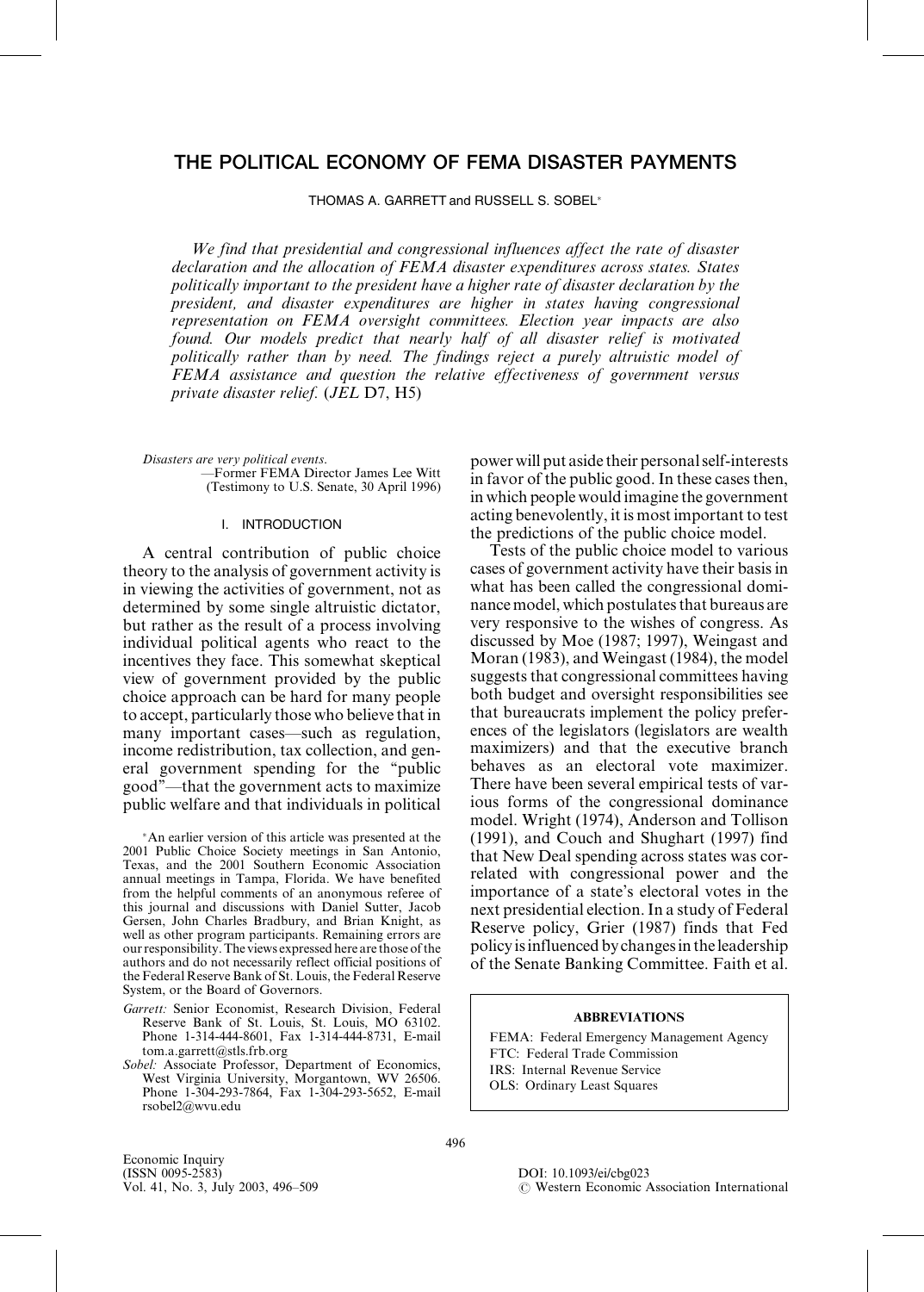# THE POLITICAL ECONOMY OF FEMA DISASTER PAYMENTS

THOMAS A. GARRETT and RUSSELL S. SOBEL*

*We find that presidential and congressional influences affect the rate of disaster declaration and the allocation of FEMA disaster expenditures across states. States politically important to the president have a higher rate of disaster declaration by the president, and disaster expenditures are higher in states having congressional representation on FEMA oversight committees. Election year impacts are also found. Our models predict that nearly half of all disaster relief is motivated politically rather than by need. The findings reject a purely altruistic model of FEMA assistance and question the relative effectiveness of government versus private disaster relief.* (*JEL* D7, H5)

*Disasters are very political events.*
—Former FEMA Director James Lee Witt
(Testimony to U.S. Senate, 30 April 1996)

## I. INTRODUCTION

A central contribution of public choice theory to the analysis of government activity is in viewing the activities of government, not as determined by some single altruistic dictator, but rather as the result of a process involving individual political agents who react to the incentives they face. This somewhat skeptical view of government provided by the public choice approach can be hard for many people to accept, particularly those who believe that in many important cases—such as regulation, income redistribution, tax collection, and general government spending for the "public good"—that the government acts to maximize public welfare and that individuals in political power will put aside their personal self-interests in favor of the public good. In these cases then, in which people would imagine the government acting benevolently, it is most important to test the predictions of the public choice model.

Tests of the public choice model to various cases of government activity have their basis in what has been called the congressional dominance model, which postulates that bureaus are very responsive to the wishes of congress. As discussed by Moe (1987; 1997), Weingast and Moran (1983), and Weingast (1984), the model suggests that congressional committees having both budget and oversight responsibilities see that bureaucrats implement the policy preferences of the legislators (legislators are wealth maximizers) and that the executive branch behaves as an electoral vote maximizer. There have been several empirical tests of various forms of the congressional dominance model. Wright (1974), Anderson and Tollison (1991), and Couch and Shughart (1997) find that New Deal spending across states was correlated with congressional power and the importance of a state's electoral votes in the next presidential election. In a study of Federal Reserve policy, Grier (1987) finds that Fed policy is influenced by changes in the leadership of the Senate Banking Committee. Faith et al.

*An earlier version of this article was presented at the 2001 Public Choice Society meetings in San Antonio, Texas, and the 2001 Southern Economic Association annual meetings in Tampa, Florida. We have benefited from the helpful comments of an anonymous referee of this journal and discussions with Daniel Sutter, Jacob Gersen, John Charles Bradbury, and Brian Knight, as well as other program participants. Remaining errors are our responsibility. The views expressed here are those of the authors and do not necessarily reflect official positions of the Federal Reserve Bank of St. Louis, the Federal Reserve System, or the Board of Governors.

*Garrett:* Senior Economist, Research Division, Federal Reserve Bank of St. Louis, St. Louis, MO 63102. Phone 1-314-444-8601, Fax 1-314-444-8731, E-mail tom.a.garrett@stls.frb.org

*Sobel:* Associate Professor, Department of Economics, West Virginia University, Morgantown, WV 26506. Phone 1-304-293-7864, Fax 1-304-293-5652, E-mail rsobel2@wvu.edu

**ABBREVIATIONS**

FEMA: Federal Emergency Management Agency
FTC: Federal Trade Commission
IRS: Internal Revenue Service
OLS: Ordinary Least Squares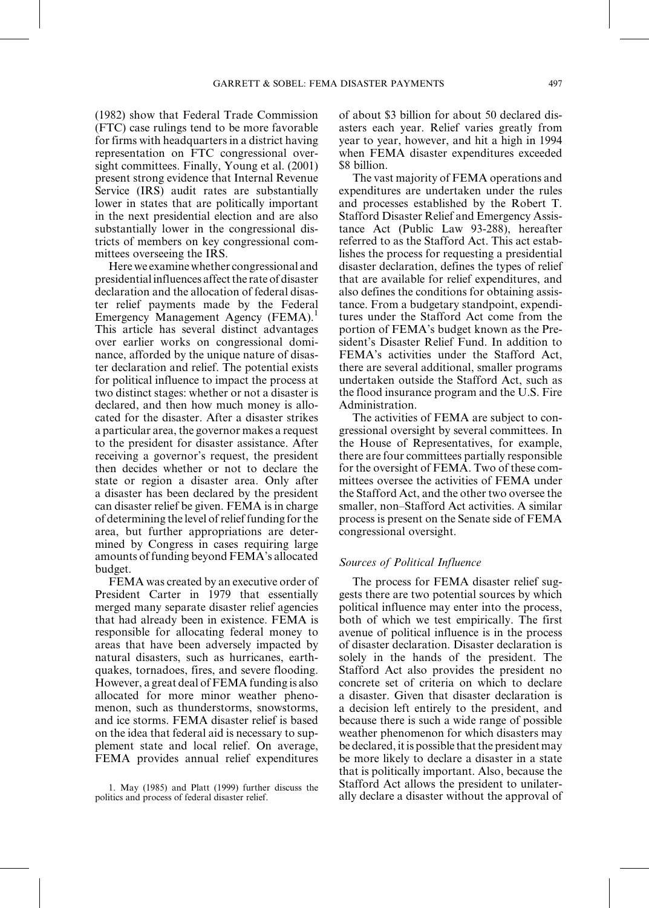(1982) show that Federal Trade Commission (FTC) case rulings tend to be more favorable for firms with headquarters in a district having representation on FTC congressional oversight committees. Finally, Young et al. (2001) present strong evidence that Internal Revenue Service (IRS) audit rates are substantially lower in states that are politically important in the next presidential election and are also substantially lower in the congressional districts of members on key congressional committees overseeing the IRS.

Here we examine whether congressional and presidential influences affect the rate of disaster declaration and the allocation of federal disaster relief payments made by the Federal Emergency Management Agency (FEMA).[1] This article has several distinct advantages over earlier works on congressional dominance, afforded by the unique nature of disaster declaration and relief. The potential exists for political influence to impact the process at two distinct stages: whether or not a disaster is declared, and then how much money is allocated for the disaster. After a disaster strikes a particular area, the governor makes a request to the president for disaster assistance. After receiving a governor's request, the president then decides whether or not to declare the state or region a disaster area. Only after a disaster has been declared by the president can disaster relief be given. FEMA is in charge of determining the level of relief funding for the area, but further appropriations are determined by Congress in cases requiring large amounts of funding beyond FEMA's allocated budget.

FEMA was created by an executive order of President Carter in 1979 that essentially merged many separate disaster relief agencies that had already been in existence. FEMA is responsible for allocating federal money to areas that have been adversely impacted by natural disasters, such as hurricanes, earthquakes, tornadoes, fires, and severe flooding. However, a great deal of FEMA funding is also allocated for more minor weather phenomenon, such as thunderstorms, snowstorms, and ice storms. FEMA disaster relief is based on the idea that federal aid is necessary to supplement state and local relief. On average, FEMA provides annual relief expenditures of about \$3 billion for about 50 declared disasters each year. Relief varies greatly from year to year, however, and hit a high in 1994 when FEMA disaster expenditures exceeded \$8 billion.

The vast majority of FEMA operations and expenditures are undertaken under the rules and processes established by the Robert T. Stafford Disaster Relief and Emergency Assistance Act (Public Law 93-288), hereafter referred to as the Stafford Act. This act establishes the process for requesting a presidential disaster declaration, defines the types of relief that are available for relief expenditures, and also defines the conditions for obtaining assistance. From a budgetary standpoint, expenditures under the Stafford Act come from the portion of FEMA's budget known as the President's Disaster Relief Fund. In addition to FEMA's activities under the Stafford Act, there are several additional, smaller programs undertaken outside the Stafford Act, such as the flood insurance program and the U.S. Fire Administration.

The activities of FEMA are subject to congressional oversight by several committees. In the House of Representatives, for example, there are four committees partially responsible for the oversight of FEMA. Two of these committees oversee the activities of FEMA under the Stafford Act, and the other two oversee the smaller, non–Stafford Act activities. A similar process is present on the Senate side of FEMA congressional oversight.

### *Sources of Political Influence*

The process for FEMA disaster relief suggests there are two potential sources by which political influence may enter into the process, both of which we test empirically. The first avenue of political influence is in the process of disaster declaration. Disaster declaration is solely in the hands of the president. The Stafford Act also provides the president no concrete set of criteria on which to declare a disaster. Given that disaster declaration is a decision left entirely to the president, and because there is such a wide range of possible weather phenomenon for which disasters may be declared, it is possible that the president may be more likely to declare a disaster in a state that is politically important. Also, because the Stafford Act allows the president to unilaterally declare a disaster without the approval of

1. May (1985) and Platt (1999) further discuss the politics and process of federal disaster relief.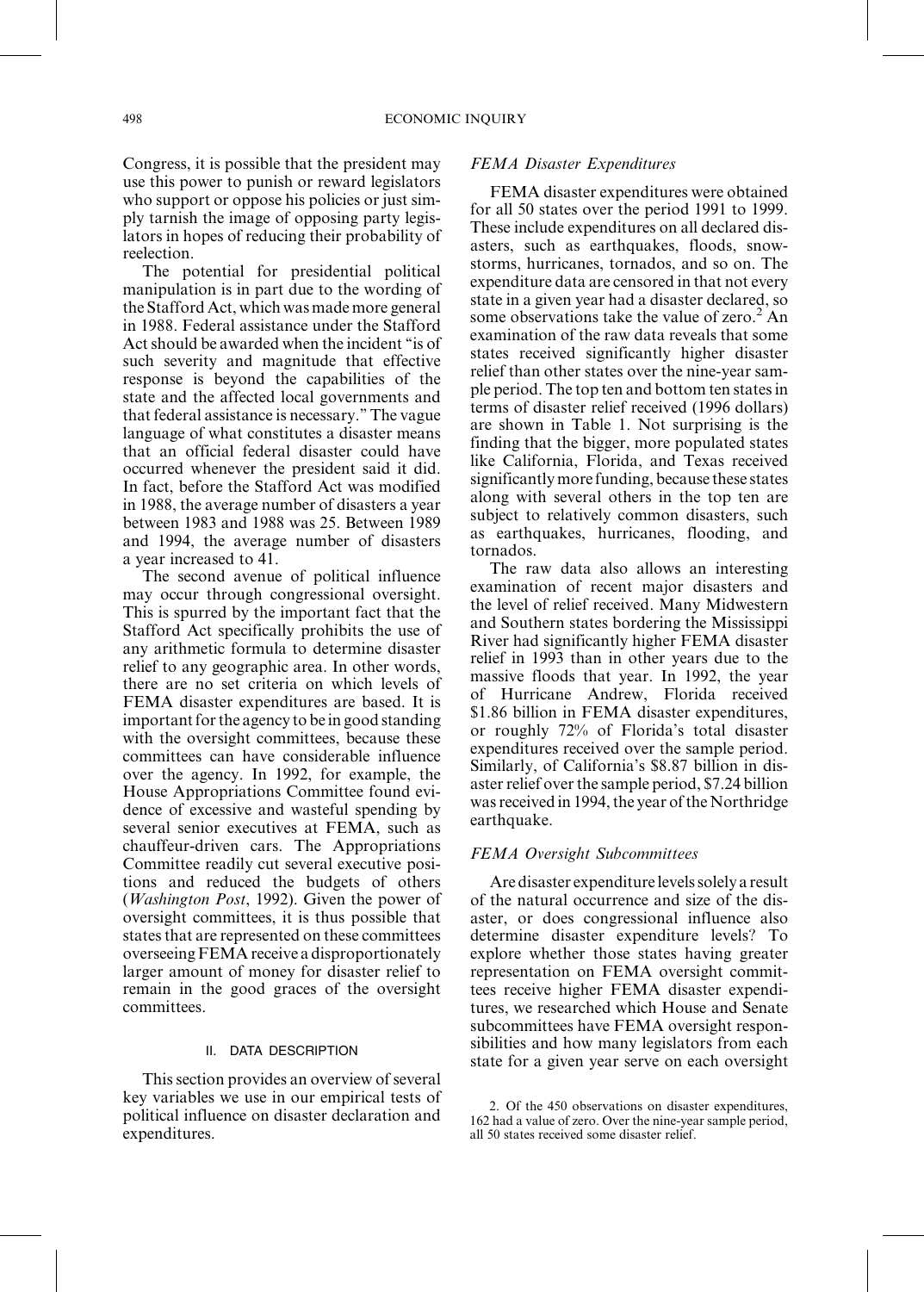Congress, it is possible that the president may use this power to punish or reward legislators who support or oppose his policies or just simply tarnish the image of opposing party legislators in hopes of reducing their probability of reelection.

The potential for presidential political manipulation is in part due to the wording of the Stafford Act, which was made more general in 1988. Federal assistance under the Stafford Act should be awarded when the incident "is of such severity and magnitude that effective response is beyond the capabilities of the state and the affected local governments and that federal assistance is necessary." The vague language of what constitutes a disaster means that an official federal disaster could have occurred whenever the president said it did. In fact, before the Stafford Act was modified in 1988, the average number of disasters a year between 1983 and 1988 was 25. Between 1989 and 1994, the average number of disasters a year increased to 41.

The second avenue of political influence may occur through congressional oversight. This is spurred by the important fact that the Stafford Act specifically prohibits the use of any arithmetic formula to determine disaster relief to any geographic area. In other words, there are no set criteria on which levels of FEMA disaster expenditures are based. It is important for the agency to be in good standing with the oversight committees, because these committees can have considerable influence over the agency. In 1992, for example, the House Appropriations Committee found evidence of excessive and wasteful spending by several senior executives at FEMA, such as chauffeur-driven cars. The Appropriations Committee readily cut several executive positions and reduced the budgets of others (*Washington Post*, 1992). Given the power of oversight committees, it is thus possible that states that are represented on these committees overseeing FEMA receive a disproportionately larger amount of money for disaster relief to remain in the good graces of the oversight committees.

## II. DATA DESCRIPTION

This section provides an overview of several key variables we use in our empirical tests of political influence on disaster declaration and expenditures.

### *FEMA Disaster Expenditures*

FEMA disaster expenditures were obtained for all 50 states over the period 1991 to 1999. These include expenditures on all declared disasters, such as earthquakes, floods, snowstorms, hurricanes, tornados, and so on. The expenditure data are censored in that not every state in a given year had a disaster declared, so some observations take the value of zero.[2] An examination of the raw data reveals that some states received significantly higher disaster relief than other states over the nine-year sample period. The top ten and bottom ten states in terms of disaster relief received (1996 dollars) are shown in Table 1. Not surprising is the finding that the bigger, more populated states like California, Florida, and Texas received significantly more funding, because these states along with several others in the top ten are subject to relatively common disasters, such as earthquakes, hurricanes, flooding, and tornados.

The raw data also allows an interesting examination of recent major disasters and the level of relief received. Many Midwestern and Southern states bordering the Mississippi River had significantly higher FEMA disaster relief in 1993 than in other years due to the massive floods that year. In 1992, the year of Hurricane Andrew, Florida received \$1.86 billion in FEMA disaster expenditures, or roughly 72% of Florida's total disaster expenditures received over the sample period. Similarly, of California's \$8.87 billion in disaster relief over the sample period, \$7.24 billion was received in 1994, the year of the Northridge earthquake.

### *FEMA Oversight Subcommittees*

Are disaster expenditure levels solely a result of the natural occurrence and size of the disaster, or does congressional influence also determine disaster expenditure levels? To explore whether those states having greater representation on FEMA oversight committees receive higher FEMA disaster expenditures, we researched which House and Senate subcommittees have FEMA oversight responsibilities and how many legislators from each state for a given year serve on each oversight

2. Of the 450 observations on disaster expenditures, 162 had a value of zero. Over the nine-year sample period, all 50 states received some disaster relief.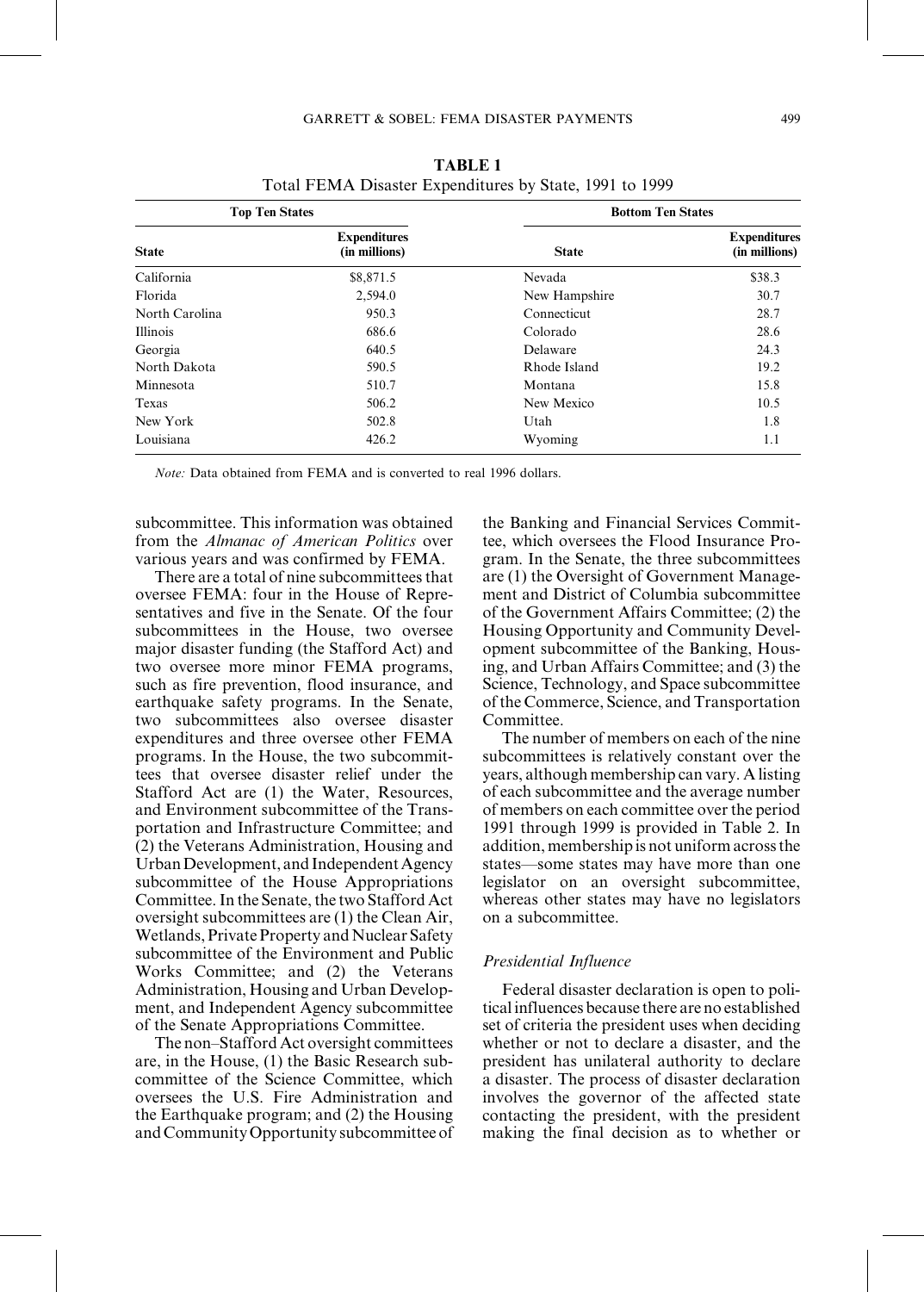**TABLE 1**
Total FEMA Disaster Expenditures by State, 1991 to 1999

| Top Ten States | | Bottom Ten States | |
|---|---|---|---|
| **State** | **Expenditures (in millions)** | **State** | **Expenditures (in millions)** |
| California | $8,871.5 | Nevada | $38.3 |
| Florida | 2,594.0 | New Hampshire | 30.7 |
| North Carolina | 950.3 | Connecticut | 28.7 |
| Illinois | 686.6 | Colorado | 28.6 |
| Georgia | 640.5 | Delaware | 24.3 |
| North Dakota | 590.5 | Rhode Island | 19.2 |
| Minnesota | 510.7 | Montana | 15.8 |
| Texas | 506.2 | New Mexico | 10.5 |
| New York | 502.8 | Utah | 1.8 |
| Louisiana | 426.2 | Wyoming | 1.1 |

*Note:* Data obtained from FEMA and is converted to real 1996 dollars.

subcommittee. This information was obtained from the *Almanac of American Politics* over various years and was confirmed by FEMA.

There are a total of nine subcommittees that oversee FEMA: four in the House of Representatives and five in the Senate. Of the four subcommittees in the House, two oversee major disaster funding (the Stafford Act) and two oversee more minor FEMA programs, such as fire prevention, flood insurance, and earthquake safety programs. In the Senate, two subcommittees also oversee disaster expenditures and three oversee other FEMA programs. In the House, the two subcommittees that oversee disaster relief under the Stafford Act are (1) the Water, Resources, and Environment subcommittee of the Transportation and Infrastructure Committee; and (2) the Veterans Administration, Housing and Urban Development, and Independent Agency subcommittee of the House Appropriations Committee. In the Senate, the two Stafford Act oversight subcommittees are (1) the Clean Air, Wetlands, Private Property and Nuclear Safety subcommittee of the Environment and Public Works Committee; and (2) the Veterans Administration, Housing and Urban Development, and Independent Agency subcommittee of the Senate Appropriations Committee.

The non–Stafford Act oversight committees are, in the House, (1) the Basic Research subcommittee of the Science Committee, which oversees the U.S. Fire Administration and the Earthquake program; and (2) the Housing and Community Opportunity subcommittee of the Banking and Financial Services Committee, which oversees the Flood Insurance Program. In the Senate, the three subcommittees are (1) the Oversight of Government Management and District of Columbia subcommittee of the Government Affairs Committee; (2) the Housing Opportunity and Community Development subcommittee of the Banking, Housing, and Urban Affairs Committee; and (3) the Science, Technology, and Space subcommittee of the Commerce, Science, and Transportation Committee.

The number of members on each of the nine subcommittees is relatively constant over the years, although membership can vary. A listing of each subcommittee and the average number of members on each committee over the period 1991 through 1999 is provided in Table 2. In addition, membership is not uniform across the states—some states may have more than one legislator on an oversight subcommittee, whereas other states may have no legislators on a subcommittee.

### *Presidential Influence*

Federal disaster declaration is open to political influences because there are no established set of criteria the president uses when deciding whether or not to declare a disaster, and the president has unilateral authority to declare a disaster. The process of disaster declaration involves the governor of the affected state contacting the president, with the president making the final decision as to whether or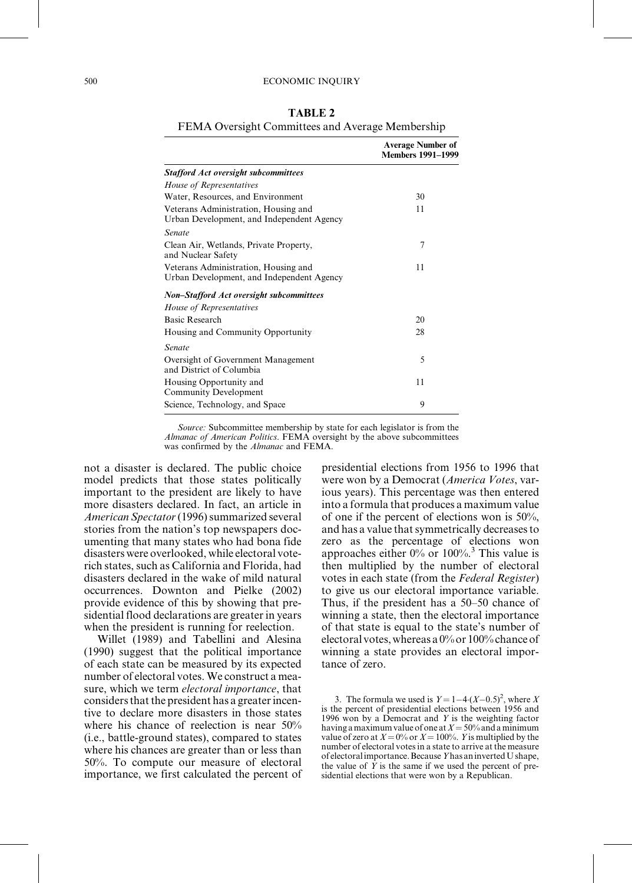**TABLE 2**
FEMA Oversight Committees and Average Membership

| | Average Number of Members 1991–1999 |
|---|---|
| ***Stafford Act oversight subcommittees*** | |
| *House of Representatives* | |
| Water, Resources, and Environment | 30 |
| Veterans Administration, Housing and Urban Development, and Independent Agency | 11 |
| *Senate* | |
| Clean Air, Wetlands, Private Property, and Nuclear Safety | 7 |
| Veterans Administration, Housing and Urban Development, and Independent Agency | 11 |
| ***Non–Stafford Act oversight subcommittees*** | |
| *House of Representatives* | |
| Basic Research | 20 |
| Housing and Community Opportunity | 28 |
| *Senate* | |
| Oversight of Government Management and District of Columbia | 5 |
| Housing Opportunity and Community Development | 11 |
| Science, Technology, and Space | 9 |

*Source:* Subcommittee membership by state for each legislator is from the *Almanac of American Politics*. FEMA oversight by the above subcommittees was confirmed by the *Almanac* and FEMA.

not a disaster is declared. The public choice model predicts that those states politically important to the president are likely to have more disasters declared. In fact, an article in *American Spectator* (1996) summarized several stories from the nation's top newspapers documenting that many states who had bona fide disasters were overlooked, while electoral vote-rich states, such as California and Florida, had disasters declared in the wake of mild natural occurrences. Downton and Pielke (2002) provide evidence of this by showing that presidential flood declarations are greater in years when the president is running for reelection.

Willet (1989) and Tabellini and Alesina (1990) suggest that the political importance of each state can be measured by its expected number of electoral votes. We construct a measure, which we term *electoral importance*, that considers that the president has a greater incentive to declare more disasters in those states where his chance of reelection is near 50% (i.e., battle-ground states), compared to states where his chances are greater than or less than 50%. To compute our measure of electoral importance, we first calculated the percent of presidential elections from 1956 to 1996 that were won by a Democrat (*America Votes*, various years). This percentage was then entered into a formula that produces a maximum value of one if the percent of elections won is 50%, and has a value that symmetrically decreases to zero as the percentage of elections won approaches either 0% or 100%.[3] This value is then multiplied by the number of electoral votes in each state (from the *Federal Register*) to give us our electoral importance variable. Thus, if the president has a 50–50 chance of winning a state, then the electoral importance of that state is equal to the state's number of electoral votes, whereas a 0% or 100% chance of winning a state provides an electoral importance of zero.

3. The formula we used is $Y = 1 - 4 \cdot (X - 0.5)^2$, where $X$ is the percent of presidential elections between 1956 and 1996 won by a Democrat and $Y$ is the weighting factor having a maximum value of one at $X = 50\%$ and a minimum value of zero at $X = 0\%$ or $X = 100\%$. $Y$ is multiplied by the number of electoral votes in a state to arrive at the measure of electoral importance. Because $Y$ has an inverted U shape, the value of $Y$ is the same if we used the percent of presidential elections that were won by a Republican.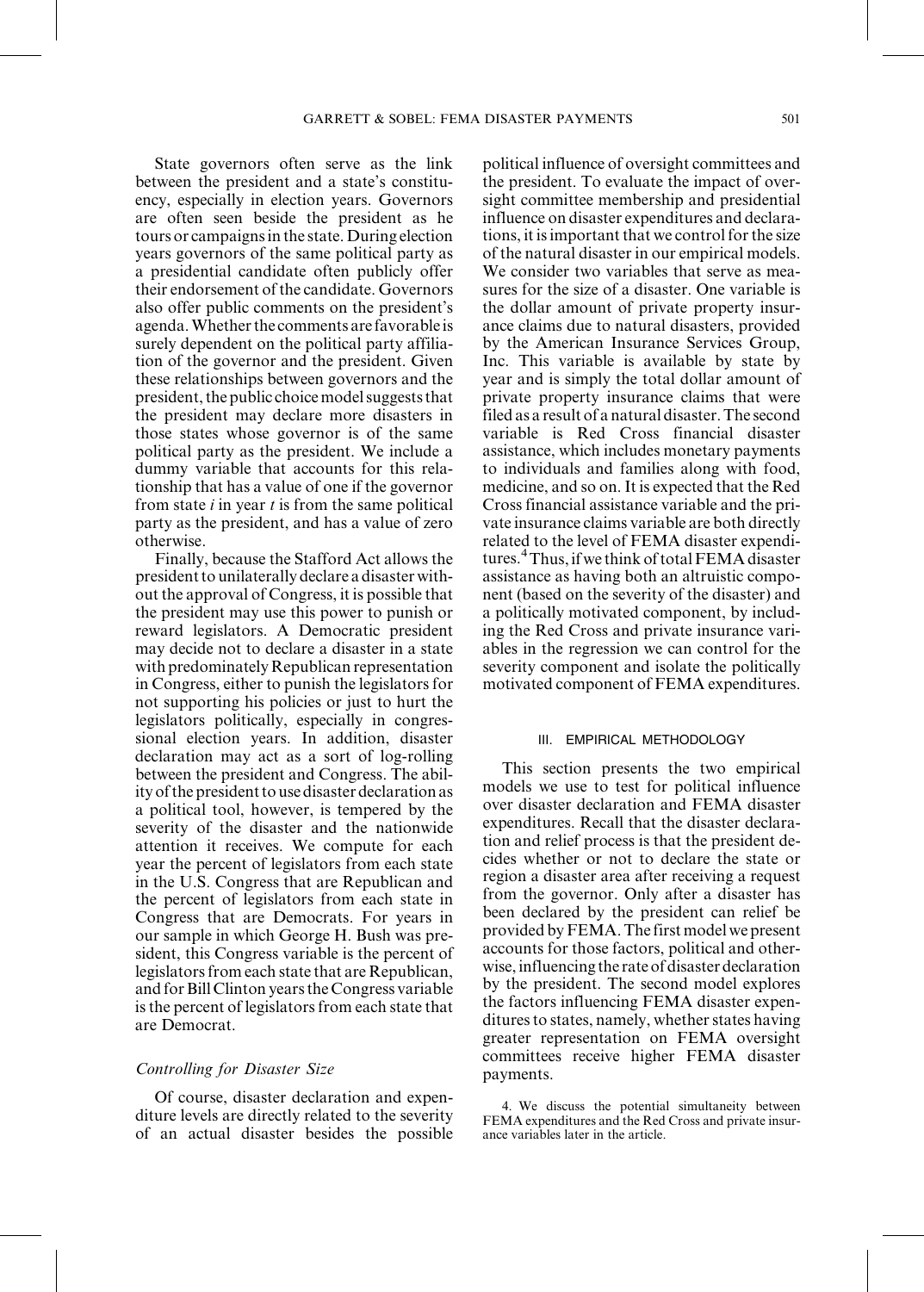State governors often serve as the link between the president and a state's constituency, especially in election years. Governors are often seen beside the president as he tours or campaigns in the state. During election years governors of the same political party as a presidential candidate often publicly offer their endorsement of the candidate. Governors also offer public comments on the president's agenda. Whether the comments are favorable is surely dependent on the political party affiliation of the governor and the president. Given these relationships between governors and the president, the public choice model suggests that the president may declare more disasters in those states whose governor is of the same political party as the president. We include a dummy variable that accounts for this relationship that has a value of one if the governor from state $i$ in year $t$ is from the same political party as the president, and has a value of zero otherwise.

Finally, because the Stafford Act allows the president to unilaterally declare a disaster without the approval of Congress, it is possible that the president may use this power to punish or reward legislators. A Democratic president may decide not to declare a disaster in a state with predominately Republican representation in Congress, either to punish the legislators for not supporting his policies or just to hurt the legislators politically, especially in congressional election years. In addition, disaster declaration may act as a sort of log-rolling between the president and Congress. The ability of the president to use disaster declaration as a political tool, however, is tempered by the severity of the disaster and the nationwide attention it receives. We compute for each year the percent of legislators from each state in the U.S. Congress that are Republican and the percent of legislators from each state in Congress that are Democrats. For years in our sample in which George H. Bush was president, this Congress variable is the percent of legislators from each state that are Republican, and for Bill Clinton years the Congress variable is the percent of legislators from each state that are Democrat.

### *Controlling for Disaster Size*

Of course, disaster declaration and expenditure levels are directly related to the severity of an actual disaster besides the possible political influence of oversight committees and the president. To evaluate the impact of oversight committee membership and presidential influence on disaster expenditures and declarations, it is important that we control for the size of the natural disaster in our empirical models. We consider two variables that serve as measures for the size of a disaster. One variable is the dollar amount of private property insurance claims due to natural disasters, provided by the American Insurance Services Group, Inc. This variable is available by state by year and is simply the total dollar amount of private property insurance claims that were filed as a result of a natural disaster. The second variable is Red Cross financial disaster assistance, which includes monetary payments to individuals and families along with food, medicine, and so on. It is expected that the Red Cross financial assistance variable and the private insurance claims variable are both directly related to the level of FEMA disaster expenditures.[4] Thus, if we think of total FEMA disaster assistance as having both an altruistic component (based on the severity of the disaster) and a politically motivated component, by including the Red Cross and private insurance variables in the regression we can control for the severity component and isolate the politically motivated component of FEMA expenditures.

## III. EMPIRICAL METHODOLOGY

This section presents the two empirical models we use to test for political influence over disaster declaration and FEMA disaster expenditures. Recall that the disaster declaration and relief process is that the president decides whether or not to declare the state or region a disaster area after receiving a request from the governor. Only after a disaster has been declared by the president can relief be provided by FEMA. The first model we present accounts for those factors, political and otherwise, influencing the rate of disaster declaration by the president. The second model explores the factors influencing FEMA disaster expenditures to states, namely, whether states having greater representation on FEMA oversight committees receive higher FEMA disaster payments.

4. We discuss the potential simultaneity between FEMA expenditures and the Red Cross and private insurance variables later in the article.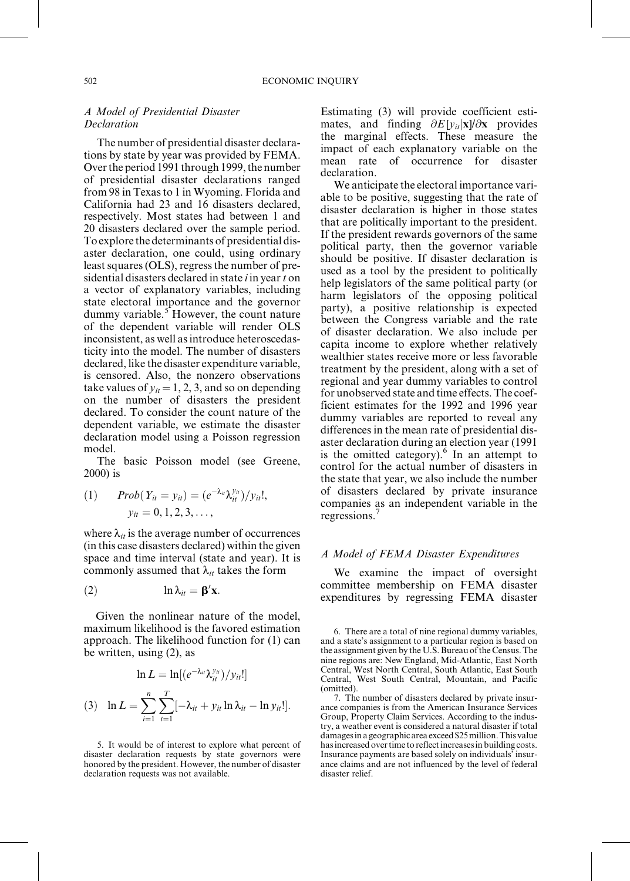### *A Model of Presidential Disaster Declaration*

The number of presidential disaster declarations by state by year was provided by FEMA. Over the period 1991 through 1999, the number of presidential disaster declarations ranged from 98 in Texas to 1 in Wyoming. Florida and California had 23 and 16 disasters declared, respectively. Most states had between 1 and 20 disasters declared over the sample period. To explore the determinants of presidential disaster declaration, one could, using ordinary least squares (OLS), regress the number of presidential disasters declared in state $i$ in year $t$ on a vector of explanatory variables, including state electoral importance and the governor dummy variable.[5] However, the count nature of the dependent variable will render OLS inconsistent, as well as introduce heteroscedasticity into the model. The number of disasters declared, like the disaster expenditure variable, is censored. Also, the nonzero observations take values of $y_{it} = 1, 2, 3$, and so on depending on the number of disasters the president declared. To consider the count nature of the dependent variable, we estimate the disaster declaration model using a Poisson regression model.

The basic Poisson model (see Greene, 2000) is

$$(1) \quad Prob(Y_{it} = y_{it}) = (e^{-\lambda_{it}}\lambda_{it}^{y_{it}})/y_{it}!, \quad y_{it} = 0, 1, 2, 3, \ldots,$$

where $\lambda_{it}$ is the average number of occurrences (in this case disasters declared) within the given space and time interval (state and year). It is commonly assumed that $\lambda_{it}$ takes the form

$$(2) \quad \ln \lambda_{it} = \boldsymbol{\beta}'\mathbf{x}.$$

Given the nonlinear nature of the model, maximum likelihood is the favored estimation approach. The likelihood function for (1) can be written, using (2), as

$$\ln L = \ln[(e^{-\lambda_{it}}\lambda_{it}^{y_{it}})/y_{it}!]$$

$$(3) \quad \ln L = \sum_{i=1}^{n}\sum_{t=1}^{T}[-\lambda_{it} + y_{it}\ln\lambda_{it} - \ln y_{it}!].$$

Estimating (3) will provide coefficient estimates, and finding $\partial E[y_{it}|\mathbf{x}]/\partial \mathbf{x}$ provides the marginal effects. These measure the impact of each explanatory variable on the mean rate of occurrence for disaster declaration.

We anticipate the electoral importance variable to be positive, suggesting that the rate of disaster declaration is higher in those states that are politically important to the president. If the president rewards governors of the same political party, then the governor variable should be positive. If disaster declaration is used as a tool by the president to politically help legislators of the same political party (or harm legislators of the opposing political party), a positive relationship is expected between the Congress variable and the rate of disaster declaration. We also include per capita income to explore whether relatively wealthier states receive more or less favorable treatment by the president, along with a set of regional and year dummy variables to control for unobserved state and time effects. The coefficient estimates for the 1992 and 1996 year dummy variables are reported to reveal any differences in the mean rate of presidential disaster declaration during an election year (1991 is the omitted category).[6] In an attempt to control for the actual number of disasters in the state that year, we also include the number of disasters declared by private insurance companies as an independent variable in the regressions.[7]

### *A Model of FEMA Disaster Expenditures*

We examine the impact of oversight committee membership on FEMA disaster expenditures by regressing FEMA disaster

5. It would be of interest to explore what percent of disaster declaration requests by state governors were honored by the president. However, the number of disaster declaration requests was not available.

6. There are a total of nine regional dummy variables, and a state's assignment to a particular region is based on the assignment given by the U.S. Bureau of the Census. The nine regions are: New England, Mid-Atlantic, East North Central, West North Central, South Atlantic, East South Central, West South Central, Mountain, and Pacific (omitted).

7. The number of disasters declared by private insurance companies is from the American Insurance Services Group, Property Claim Services. According to the industry, a weather event is considered a natural disaster if total damages in a geographic area exceed \$25 million. This value has increased over time to reflect increases in building costs. Insurance payments are based solely on individuals' insurance claims and are not influenced by the level of federal disaster relief.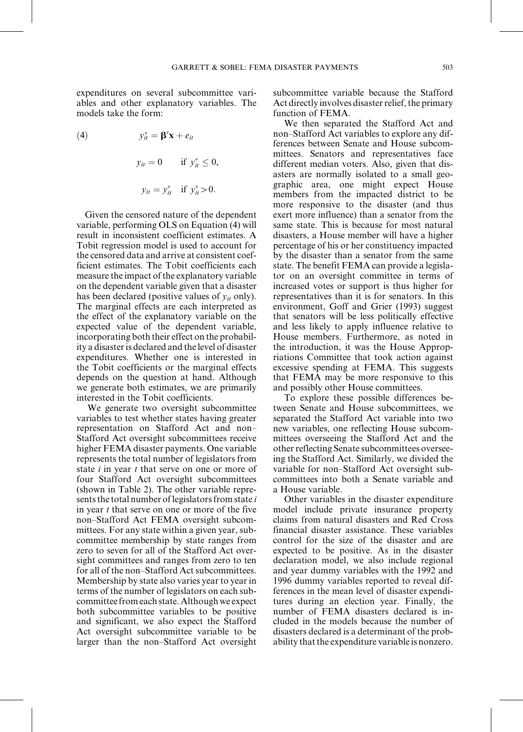expenditures on several subcommittee variables and other explanatory variables. The models take the form:

$$
(4) \qquad y_{it}^{*} = \boldsymbol{\beta}'\mathbf{x} + e_{it}
$$

$$
y_{it} = 0 \qquad \text{if } y_{it}^{*} \leq 0,
$$

$$
y_{it} = y_{it}^{*} \quad \text{if } y_{it}^{*} > 0.
$$

Given the censored nature of the dependent variable, performing OLS on Equation (4) will result in inconsistent coefficient estimates. A Tobit regression model is used to account for the censored data and arrive at consistent coefficient estimates. The Tobit coefficients each measure the impact of the explanatory variable on the dependent variable given that a disaster has been declared (positive values of $y_{it}$ only). The marginal effects are each interpreted as the effect of the explanatory variable on the expected value of the dependent variable, incorporating both their effect on the probability a disaster is declared and the level of disaster expenditures. Whether one is interested in the Tobit coefficients or the marginal effects depends on the question at hand. Although we generate both estimates, we are primarily interested in the Tobit coefficients.

We generate two oversight subcommittee variables to test whether states having greater representation on Stafford Act and non–Stafford Act oversight subcommittees receive higher FEMA disaster payments. One variable represents the total number of legislators from state $i$ in year $t$ that serve on one or more of four Stafford Act oversight subcommittees (shown in Table 2). The other variable represents the total number of legislators from state $i$ in year $t$ that serve on one or more of the five non–Stafford Act FEMA oversight subcommittees. For any state within a given year, subcommittee membership by state ranges from zero to seven for all of the Stafford Act oversight committees and ranges from zero to ten for all of the non–Stafford Act subcommittees. Membership by state also varies year to year in terms of the number of legislators on each subcommittee from each state. Although we expect both subcommittee variables to be positive and significant, we also expect the Stafford Act oversight subcommittee variable to be larger than the non–Stafford Act oversight subcommittee variable because the Stafford Act directly involves disaster relief, the primary function of FEMA.

We then separated the Stafford Act and non–Stafford Act variables to explore any differences between Senate and House subcommittees. Senators and representatives face different median voters. Also, given that disasters are normally isolated to a small geographic area, one might expect House members from the impacted district to be more responsive to the disaster (and thus exert more influence) than a senator from the same state. This is because for most natural disasters, a House member will have a higher percentage of his or her constituency impacted by the disaster than a senator from the same state. The benefit FEMA can provide a legislator on an oversight committee in terms of increased votes or support is thus higher for representatives than it is for senators. In this environment, Goff and Grier (1993) suggest that senators will be less politically effective and less likely to apply influence relative to House members. Furthermore, as noted in the introduction, it was the House Appropriations Committee that took action against excessive spending at FEMA. This suggests that FEMA may be more responsive to this and possibly other House committees.

To explore these possible differences between Senate and House subcommittees, we separated the Stafford Act variable into two new variables, one reflecting House subcommittees overseeing the Stafford Act and the other reflecting Senate subcommittees overseeing the Stafford Act. Similarly, we divided the variable for non–Stafford Act oversight subcommittees into both a Senate variable and a House variable.

Other variables in the disaster expenditure model include private insurance property claims from natural disasters and Red Cross financial disaster assistance. These variables control for the size of the disaster and are expected to be positive. As in the disaster declaration model, we also include regional and year dummy variables with the 1992 and 1996 dummy variables reported to reveal differences in the mean level of disaster expenditures during an election year. Finally, the number of FEMA disasters declared is included in the models because the number of disasters declared is a determinant of the probability that the expenditure variable is nonzero.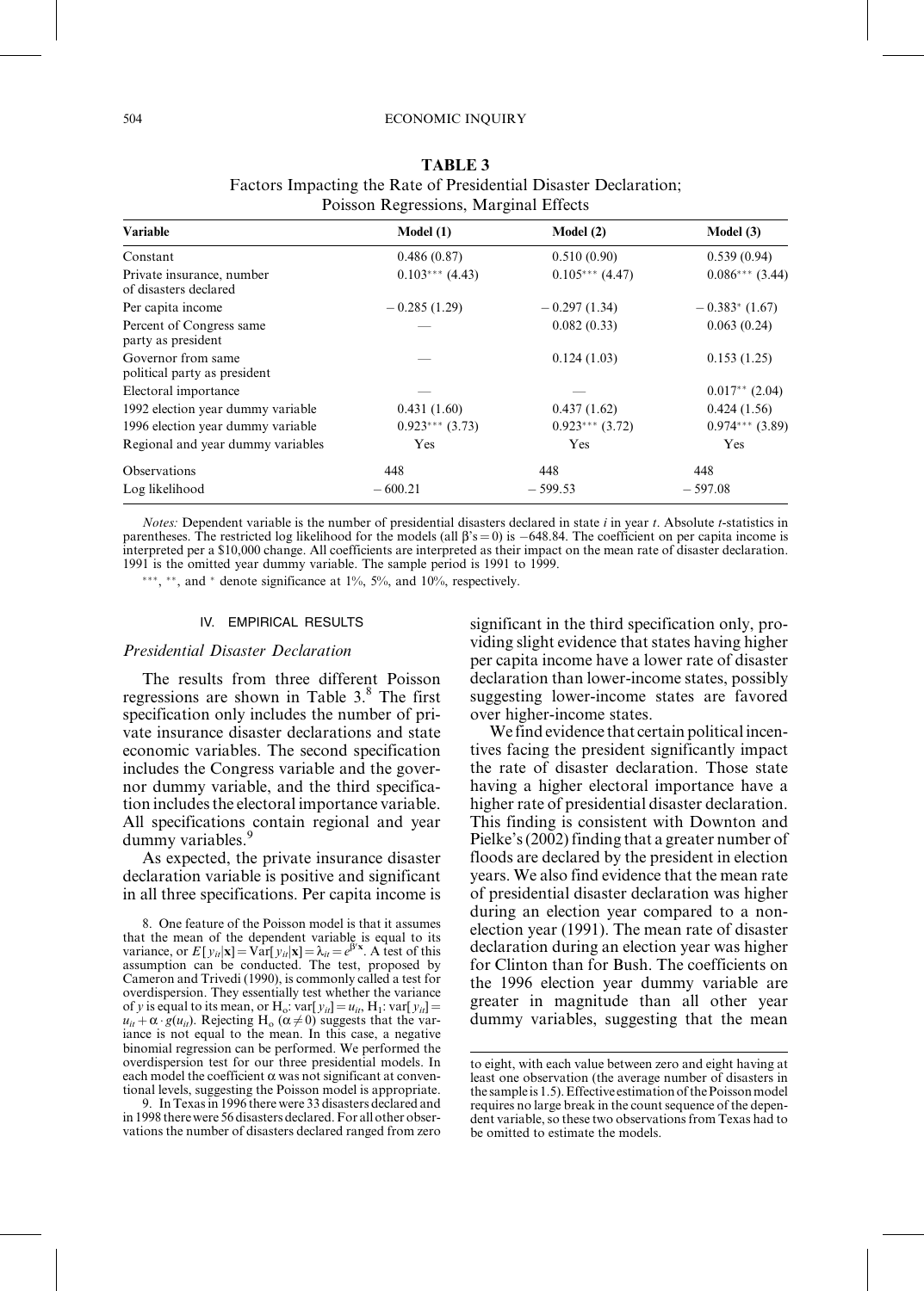**TABLE 3**
Factors Impacting the Rate of Presidential Disaster Declaration; Poisson Regressions, Marginal Effects

| Variable | Model (1) | Model (2) | Model (3) |
|---|---|---|---|
| Constant | 0.486 (0.87) | 0.510 (0.90) | 0.539 (0.94) |
| Private insurance, number of disasters declared | 0.103*** (4.43) | 0.105*** (4.47) | 0.086*** (3.44) |
| Per capita income | −0.285 (1.29) | −0.297 (1.34) | −0.383* (1.67) |
| Percent of Congress same party as president | — | 0.082 (0.33) | 0.063 (0.24) |
| Governor from same political party as president | — | 0.124 (1.03) | 0.153 (1.25) |
| Electoral importance | — | — | 0.017** (2.04) |
| 1992 election year dummy variable | 0.431 (1.60) | 0.437 (1.62) | 0.424 (1.56) |
| 1996 election year dummy variable | 0.923*** (3.73) | 0.923*** (3.72) | 0.974*** (3.89) |
| Regional and year dummy variables | Yes | Yes | Yes |
| Observations | 448 | 448 | 448 |
| Log likelihood | −600.21 | −599.53 | −597.08 |

*Notes:* Dependent variable is the number of presidential disasters declared in state $i$ in year $t$. Absolute $t$-statistics in parentheses. The restricted log likelihood for the models (all $\beta$'s = 0) is −648.84. The coefficient on per capita income is interpreted per a \$10,000 change. All coefficients are interpreted as their impact on the mean rate of disaster declaration. 1991 is the omitted year dummy variable. The sample period is 1991 to 1999.

***, **, and * denote significance at 1%, 5%, and 10%, respectively.

## IV. EMPIRICAL RESULTS

### *Presidential Disaster Declaration*

The results from three different Poisson regressions are shown in Table 3.[8] The first specification only includes the number of private insurance disaster declarations and state economic variables. The second specification includes the Congress variable and the governor dummy variable, and the third specification includes the electoral importance variable. All specifications contain regional and year dummy variables.[9]

As expected, the private insurance disaster declaration variable is positive and significant in all three specifications. Per capita income is significant in the third specification only, providing slight evidence that states having higher per capita income have a lower rate of disaster declaration than lower-income states, possibly suggesting lower-income states are favored over higher-income states.

We find evidence that certain political incentives facing the president significantly impact the rate of disaster declaration. Those state having a higher electoral importance have a higher rate of presidential disaster declaration. This finding is consistent with Downton and Pielke's (2002) finding that a greater number of floods are declared by the president in election years. We also find evidence that the mean rate of presidential disaster declaration was higher during an election year compared to a non-election year (1991). The mean rate of disaster declaration during an election year was higher for Clinton than for Bush. The coefficients on the 1996 election year dummy variable are greater in magnitude than all other year dummy variables, suggesting that the mean

8. One feature of the Poisson model is that it assumes that the mean of the dependent variable is equal to its variance, or $E[y_{it}|\mathbf{x}] = \text{Var}[y_{it}|\mathbf{x}] = \lambda_{it} = e^{\beta'\mathbf{x}}$. A test of this assumption can be conducted. The test, proposed by Cameron and Trivedi (1990), is commonly called a test for overdispersion. They essentially test whether the variance of $y$ is equal to its mean, or $H_o$: $\text{var}[y_{it}] = u_{it}$, $H_1$: $\text{var}[y_{it}] = u_{it} + \alpha \cdot g(u_{it})$. Rejecting $H_o$ ($\alpha \neq 0$) suggests that the variance is not equal to the mean. In this case, a negative binomial regression can be performed. We performed the overdispersion test for our three presidential models. In each model the coefficient $\alpha$ was not significant at conventional levels, suggesting the Poisson model is appropriate.

9. In Texas in 1996 there were 33 disasters declared and in 1998 there were 56 disasters declared. For all other observations the number of disasters declared ranged from zero to eight, with each value between zero and eight having at least one observation (the average number of disasters in the sample is 1.5). Effective estimation of the Poisson model requires no large break in the count sequence of the dependent variable, so these two observations from Texas had to be omitted to estimate the models.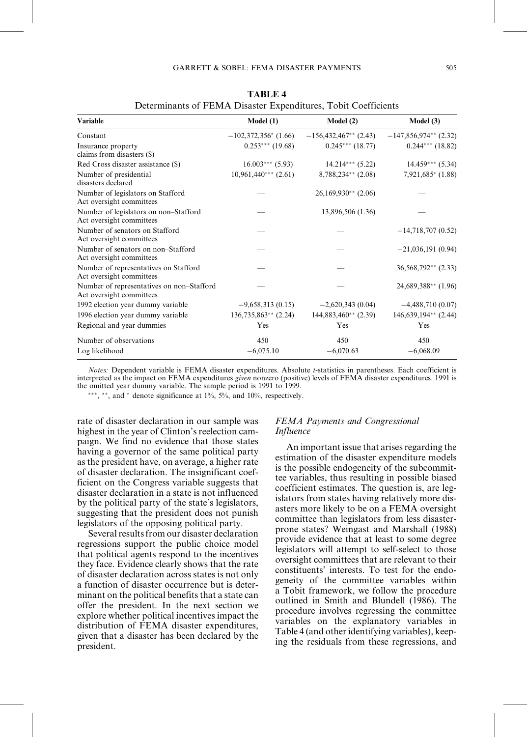**TABLE 4**
Determinants of FEMA Disaster Expenditures, Tobit Coefficients

| Variable | Model (1) | Model (2) | Model (3) |
|---|---|---|---|
| Constant | −102,372,356* (1.66) | −156,432,467** (2.43) | −147,856,974** (2.32) |
| Insurance property claims from disasters ($) | 0.253*** (19.68) | 0.245*** (18.77) | 0.244*** (18.82) |
| Red Cross disaster assistance ($) | 16.003*** (5.93) | 14.214*** (5.22) | 14.459*** (5.34) |
| Number of presidential disasters declared | 10,961,440*** (2.61) | 8,788,234** (2.08) | 7,921,685* (1.88) |
| Number of legislators on Stafford Act oversight committees | — | 26,169,930** (2.06) | — |
| Number of legislators on non–Stafford Act oversight committees | — | 13,896,506 (1.36) | — |
| Number of senators on Stafford Act oversight committees | — | — | −14,718,707 (0.52) |
| Number of senators on non–Stafford Act oversight committees | — | — | −21,036,191 (0.94) |
| Number of representatives on Stafford Act oversight committees | — | — | 36,568,792** (2.33) |
| Number of representatives on non–Stafford Act oversight committees | — | — | 24,689,388** (1.96) |
| 1992 election year dummy variable | −9,658,313 (0.15) | −2,620,343 (0.04) | −4,488,710 (0.07) |
| 1996 election year dummy variable | 136,735,863** (2.24) | 144,883,460** (2.39) | 146,639,194** (2.44) |
| Regional and year dummies | Yes | Yes | Yes |
| Number of observations | 450 | 450 | 450 |
| Log likelihood | −6,075.10 | −6,070.63 | −6,068.09 |

*Notes:* Dependent variable is FEMA disaster expenditures. Absolute *t*-statistics in parentheses. Each coefficient is interpreted as the impact on FEMA expenditures *given* nonzero (positive) levels of FEMA disaster expenditures. 1991 is the omitted year dummy variable. The sample period is 1991 to 1999.

***, **, and * denote significance at 1%, 5%, and 10%, respectively.

rate of disaster declaration in our sample was highest in the year of Clinton's reelection campaign. We find no evidence that those states having a governor of the same political party as the president have, on average, a higher rate of disaster declaration. The insignificant coefficient on the Congress variable suggests that disaster declaration in a state is not influenced by the political party of the state's legislators, suggesting that the president does not punish legislators of the opposing political party.

Several results from our disaster declaration regressions support the public choice model that political agents respond to the incentives they face. Evidence clearly shows that the rate of disaster declaration across states is not only a function of disaster occurrence but is determinant on the political benefits that a state can offer the president. In the next section we explore whether political incentives impact the distribution of FEMA disaster expenditures, given that a disaster has been declared by the president.

### *FEMA Payments and Congressional Influence*

An important issue that arises regarding the estimation of the disaster expenditure models is the possible endogeneity of the subcommittee variables, thus resulting in possible biased coefficient estimates. The question is, are legislators from states having relatively more disasters more likely to be on a FEMA oversight committee than legislators from less disaster-prone states? Weingast and Marshall (1988) provide evidence that at least to some degree legislators will attempt to self-select to those oversight committees that are relevant to their constituents' interests. To test for the endogeneity of the committee variables within a Tobit framework, we follow the procedure outlined in Smith and Blundell (1986). The procedure involves regressing the committee variables on the explanatory variables in Table 4 (and other identifying variables), keeping the residuals from these regressions, and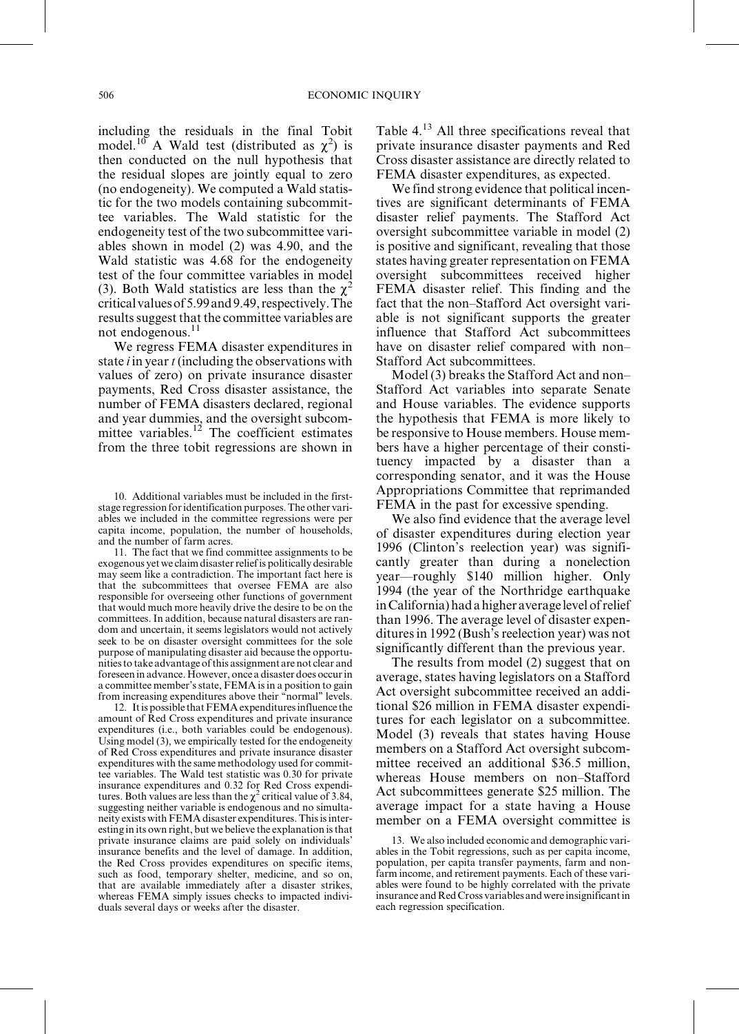including the residuals in the final Tobit model.[10] A Wald test (distributed as $\chi^2$) is then conducted on the null hypothesis that the residual slopes are jointly equal to zero (no endogeneity). We computed a Wald statistic for the two models containing subcommittee variables. The Wald statistic for the endogeneity test of the two subcommittee variables shown in model (2) was 4.90, and the Wald statistic was 4.68 for the endogeneity test of the four committee variables in model (3). Both Wald statistics are less than the $\chi^2$ critical values of 5.99 and 9.49, respectively. The results suggest that the committee variables are not endogenous.[11]

We regress FEMA disaster expenditures in state $i$ in year $t$ (including the observations with values of zero) on private insurance disaster payments, Red Cross disaster assistance, the number of FEMA disasters declared, regional and year dummies, and the oversight subcommittee variables.[12] The coefficient estimates from the three tobit regressions are shown in Table 4.[13] All three specifications reveal that private insurance disaster payments and Red Cross disaster assistance are directly related to FEMA disaster expenditures, as expected.

We find strong evidence that political incentives are significant determinants of FEMA disaster relief payments. The Stafford Act oversight subcommittee variable in model (2) is positive and significant, revealing that those states having greater representation on FEMA oversight subcommittees received higher FEMA disaster relief. This finding and the fact that the non–Stafford Act oversight variable is not significant supports the greater influence that Stafford Act subcommittees have on disaster relief compared with non–Stafford Act subcommittees.

Model (3) breaks the Stafford Act and non–Stafford Act variables into separate Senate and House variables. The evidence supports the hypothesis that FEMA is more likely to be responsive to House members. House members have a higher percentage of their constituency impacted by a disaster than a corresponding senator, and it was the House Appropriations Committee that reprimanded FEMA in the past for excessive spending.

We also find evidence that the average level of disaster expenditures during election year 1996 (Clinton's reelection year) was significantly greater than during a nonelection year—roughly \$140 million higher. Only 1994 (the year of the Northridge earthquake in California) had a higher average level of relief than 1996. The average level of disaster expenditures in 1992 (Bush's reelection year) was not significantly different than the previous year.

The results from model (2) suggest that on average, states having legislators on a Stafford Act oversight subcommittee received an additional \$26 million in FEMA disaster expenditures for each legislator on a subcommittee. Model (3) reveals that states having House members on a Stafford Act oversight subcommittee received an additional \$36.5 million, whereas House members on non–Stafford Act subcommittees generate \$25 million. The average impact for a state having a House member on a FEMA oversight committee is

10. Additional variables must be included in the first-stage regression for identification purposes. The other variables we included in the committee regressions were per capita income, population, the number of households, and the number of farm acres.

11. The fact that we find committee assignments to be exogenous yet we claim disaster relief is politically desirable may seem like a contradiction. The important fact here is that the subcommittees that oversee FEMA are also responsible for overseeing other functions of government that would much more heavily drive the desire to be on the committees. In addition, because natural disasters are random and uncertain, it seems legislators would not actively seek to be on disaster oversight committees for the sole purpose of manipulating disaster aid because the opportunities to take advantage of this assignment are not clear and foreseen in advance. However, once a disaster does occur in a committee member's state, FEMA is in a position to gain from increasing expenditures above their "normal" levels.

12. It is possible that FEMA expenditures influence the amount of Red Cross expenditures and private insurance expenditures (i.e., both variables could be endogenous). Using model (3), we empirically tested for the endogeneity of Red Cross expenditures and private insurance disaster expenditures with the same methodology used for committee variables. The Wald test statistic was 0.30 for private insurance expenditures and 0.32 for Red Cross expenditures. Both values are less than the $\chi^2$ critical value of 3.84, suggesting neither variable is endogenous and no simultaneity exists with FEMA disaster expenditures. This is interesting in its own right, but we believe the explanation is that private insurance claims are paid solely on individuals' insurance benefits and the level of damage. In addition, the Red Cross provides expenditures on specific items, such as food, temporary shelter, medicine, and so on, that are available immediately after a disaster strikes, whereas FEMA simply issues checks to impacted individuals several days or weeks after the disaster.

13. We also included economic and demographic variables in the Tobit regressions, such as per capita income, population, per capita transfer payments, farm and nonfarm income, and retirement payments. Each of these variables were found to be highly correlated with the private insurance and Red Cross variables and were insignificant in each regression specification.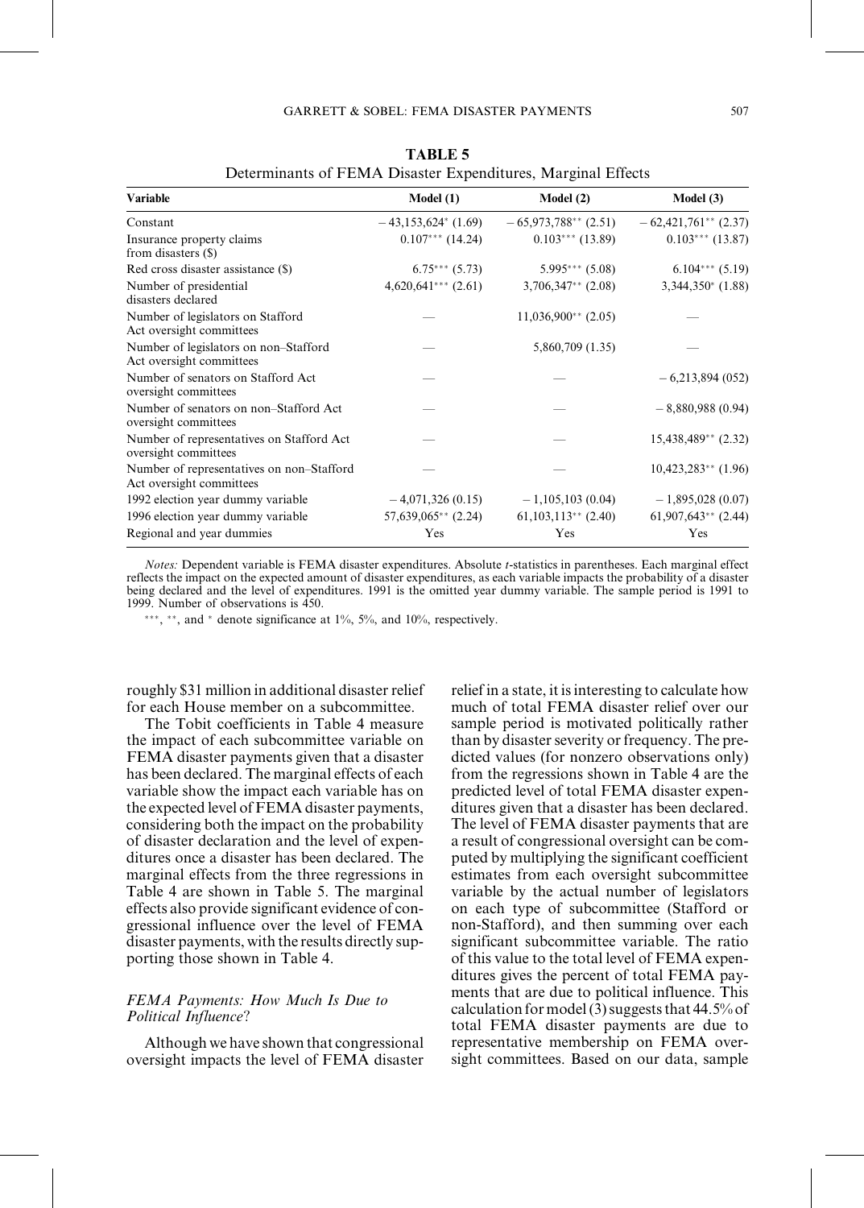**TABLE 5**
Determinants of FEMA Disaster Expenditures, Marginal Effects

| Variable | Model (1) | Model (2) | Model (3) |
|---|---|---|---|
| Constant | −43,153,624* (1.69) | −65,973,788** (2.51) | −62,421,761** (2.37) |
| Insurance property claims from disasters ($) | 0.107*** (14.24) | 0.103*** (13.89) | 0.103*** (13.87) |
| Red cross disaster assistance ($) | 6.75*** (5.73) | 5.995*** (5.08) | 6.104*** (5.19) |
| Number of presidential disasters declared | 4,620,641*** (2.61) | 3,706,347** (2.08) | 3,344,350* (1.88) |
| Number of legislators on Stafford Act oversight committees | — | 11,036,900** (2.05) | — |
| Number of legislators on non–Stafford Act oversight committees | — | 5,860,709 (1.35) | — |
| Number of senators on Stafford Act oversight committees | — | — | −6,213,894 (052) |
| Number of senators on non–Stafford Act oversight committees | — | — | −8,880,988 (0.94) |
| Number of representatives on Stafford Act oversight committees | — | — | 15,438,489** (2.32) |
| Number of representatives on non–Stafford Act oversight committees | — | — | 10,423,283** (1.96) |
| 1992 election year dummy variable | −4,071,326 (0.15) | −1,105,103 (0.04) | −1,895,028 (0.07) |
| 1996 election year dummy variable | 57,639,065** (2.24) | 61,103,113** (2.40) | 61,907,643** (2.44) |
| Regional and year dummies | Yes | Yes | Yes |

*Notes:* Dependent variable is FEMA disaster expenditures. Absolute *t*-statistics in parentheses. Each marginal effect reflects the impact on the expected amount of disaster expenditures, as each variable impacts the probability of a disaster being declared and the level of expenditures. 1991 is the omitted year dummy variable. The sample period is 1991 to 1999. Number of observations is 450.

***, **, and * denote significance at 1%, 5%, and 10%, respectively.

roughly $31 million in additional disaster relief for each House member on a subcommittee.

The Tobit coefficients in Table 4 measure the impact of each subcommittee variable on FEMA disaster payments given that a disaster has been declared. The marginal effects of each variable show the impact each variable has on the expected level of FEMA disaster payments, considering both the impact on the probability of disaster declaration and the level of expenditures once a disaster has been declared. The marginal effects from the three regressions in Table 4 are shown in Table 5. The marginal effects also provide significant evidence of congressional influence over the level of FEMA disaster payments, with the results directly supporting those shown in Table 4.

### *FEMA Payments: How Much Is Due to Political Influence?*

Although we have shown that congressional oversight impacts the level of FEMA disaster relief in a state, it is interesting to calculate how much of total FEMA disaster relief over our sample period is motivated politically rather than by disaster severity or frequency. The predicted values (for nonzero observations only) from the regressions shown in Table 4 are the predicted level of total FEMA disaster expenditures given that a disaster has been declared. The level of FEMA disaster payments that are a result of congressional oversight can be computed by multiplying the significant coefficient estimates from each oversight subcommittee variable by the actual number of legislators on each type of subcommittee (Stafford or non-Stafford), and then summing over each significant subcommittee variable. The ratio of this value to the total level of FEMA expenditures gives the percent of total FEMA payments that are due to political influence. This calculation for model (3) suggests that 44.5% of total FEMA disaster payments are due to representative membership on FEMA oversight committees. Based on our data, sample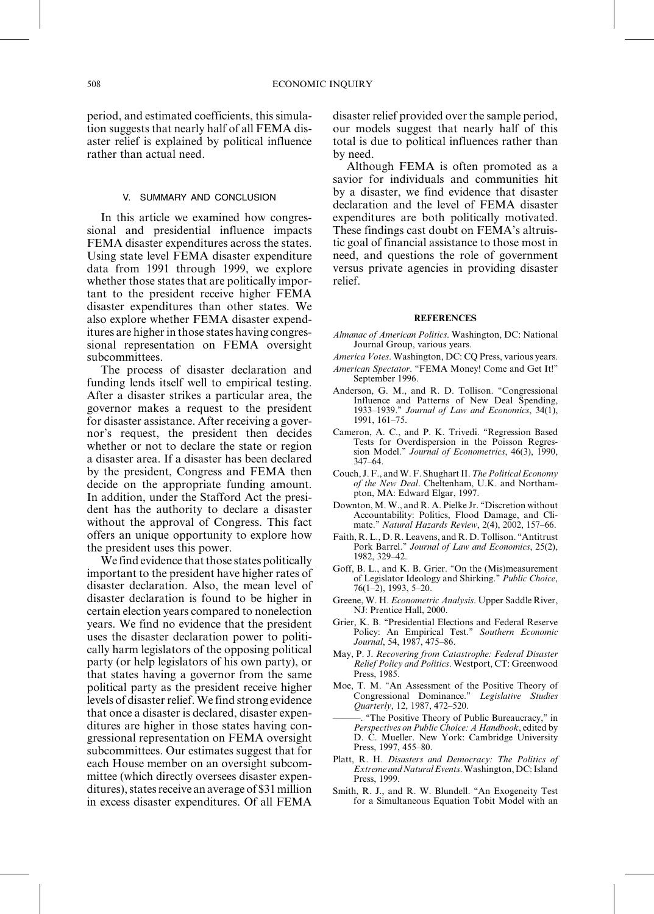period, and estimated coefficients, this simulation suggests that nearly half of all FEMA disaster relief is explained by political influence rather than actual need.

## V. SUMMARY AND CONCLUSION

In this article we examined how congressional and presidential influence impacts FEMA disaster expenditures across the states. Using state level FEMA disaster expenditure data from 1991 through 1999, we explore whether those states that are politically important to the president receive higher FEMA disaster expenditures than other states. We also explore whether FEMA disaster expenditures are higher in those states having congressional representation on FEMA oversight subcommittees.

The process of disaster declaration and funding lends itself well to empirical testing. After a disaster strikes a particular area, the governor makes a request to the president for disaster assistance. After receiving a governor's request, the president then decides whether or not to declare the state or region a disaster area. If a disaster has been declared by the president, Congress and FEMA then decide on the appropriate funding amount. In addition, under the Stafford Act the president has the authority to declare a disaster without the approval of Congress. This fact offers an unique opportunity to explore how the president uses this power.

We find evidence that those states politically important to the president have higher rates of disaster declaration. Also, the mean level of disaster declaration is found to be higher in certain election years compared to nonelection years. We find no evidence that the president uses the disaster declaration power to politically harm legislators of the opposing political party (or help legislators of his own party), or that states having a governor from the same political party as the president receive higher levels of disaster relief. We find strong evidence that once a disaster is declared, disaster expenditures are higher in those states having congressional representation on FEMA oversight subcommittees. Our estimates suggest that for each House member on an oversight subcommittee (which directly oversees disaster expenditures), states receive an average of \$31 million in excess disaster expenditures. Of all FEMA disaster relief provided over the sample period, our models suggest that nearly half of this total is due to political influences rather than by need.

Although FEMA is often promoted as a savior for individuals and communities hit by a disaster, we find evidence that disaster declaration and the level of FEMA disaster expenditures are both politically motivated. These findings cast doubt on FEMA's altruistic goal of financial assistance to those most in need, and questions the role of government versus private agencies in providing disaster relief.

## REFERENCES

*Almanac of American Politics*. Washington, DC: National Journal Group, various years.

*America Votes*. Washington, DC: CQ Press, various years.

*American Spectator*. "FEMA Money! Come and Get It!" September 1996.

Anderson, G. M., and R. D. Tollison. "Congressional Influence and Patterns of New Deal Spending, 1933–1939." *Journal of Law and Economics*, 34(1), 1991, 161–75.

Cameron, A. C., and P. K. Trivedi. "Regression Based Tests for Overdispersion in the Poisson Regression Model." *Journal of Econometrics*, 46(3), 1990, 347–64.

Couch, J. F., and W. F. Shughart II. *The Political Economy of the New Deal*. Cheltenham, U.K. and Northampton, MA: Edward Elgar, 1997.

Downton, M. W., and R. A. Pielke Jr. "Discretion without Accountability: Politics, Flood Damage, and Climate." *Natural Hazards Review*, 2(4), 2002, 157–66.

Faith, R. L., D. R. Leavens, and R. D. Tollison. "Antitrust Pork Barrel." *Journal of Law and Economics*, 25(2), 1982, 329–42.

Goff, B. L., and K. B. Grier. "On the (Mis)measurement of Legislator Ideology and Shirking." *Public Choice*, 76(1–2), 1993, 5–20.

Greene, W. H. *Econometric Analysis*. Upper Saddle River, NJ: Prentice Hall, 2000.

Grier, K. B. "Presidential Elections and Federal Reserve Policy: An Empirical Test." *Southern Economic Journal*, 54, 1987, 475–86.

May, P. J. *Recovering from Catastrophe: Federal Disaster Relief Policy and Politics*. Westport, CT: Greenwood Press, 1985.

Moe, T. M. "An Assessment of the Positive Theory of Congressional Dominance." *Legislative Studies Quarterly*, 12, 1987, 472–520.

———. "The Positive Theory of Public Bureaucracy," in *Perspectives on Public Choice: A Handbook*, edited by D. C. Mueller. New York: Cambridge University Press, 1997, 455–80.

Platt, R. H. *Disasters and Democracy: The Politics of Extreme and Natural Events*. Washington, DC: Island Press, 1999.

Smith, R. J., and R. W. Blundell. "An Exogeneity Test for a Simultaneous Equation Tobit Model with an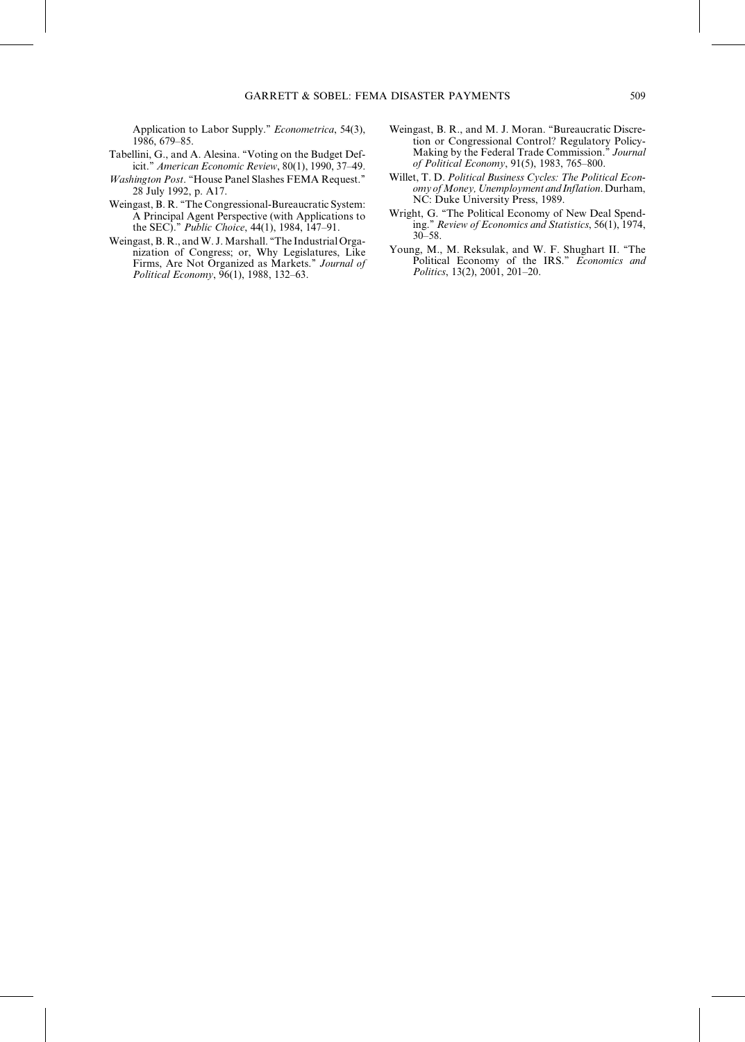Application to Labor Supply." *Econometrica*, 54(3), 1986, 679–85.

Tabellini, G., and A. Alesina. "Voting on the Budget Deficit." *American Economic Review*, 80(1), 1990, 37–49.

*Washington Post*. "House Panel Slashes FEMA Request." 28 July 1992, p. A17.

Weingast, B. R. "The Congressional-Bureaucratic System: A Principal Agent Perspective (with Applications to the SEC)." *Public Choice*, 44(1), 1984, 147–91.

Weingast, B. R., and W. J. Marshall. "The Industrial Organization of Congress; or, Why Legislatures, Like Firms, Are Not Organized as Markets." *Journal of Political Economy*, 96(1), 1988, 132–63.

Weingast, B. R., and M. J. Moran. "Bureaucratic Discretion or Congressional Control? Regulatory Policy-Making by the Federal Trade Commission." *Journal of Political Economy*, 91(5), 1983, 765–800.

Willet, T. D. *Political Business Cycles: The Political Economy of Money, Unemployment and Inflation*. Durham, NC: Duke University Press, 1989.

Wright, G. "The Political Economy of New Deal Spending." *Review of Economics and Statistics*, 56(1), 1974, 30–58.

Young, M., M. Reksulak, and W. F. Shughart II. "The Political Economy of the IRS." *Economics and Politics*, 13(2), 2001, 201–20.